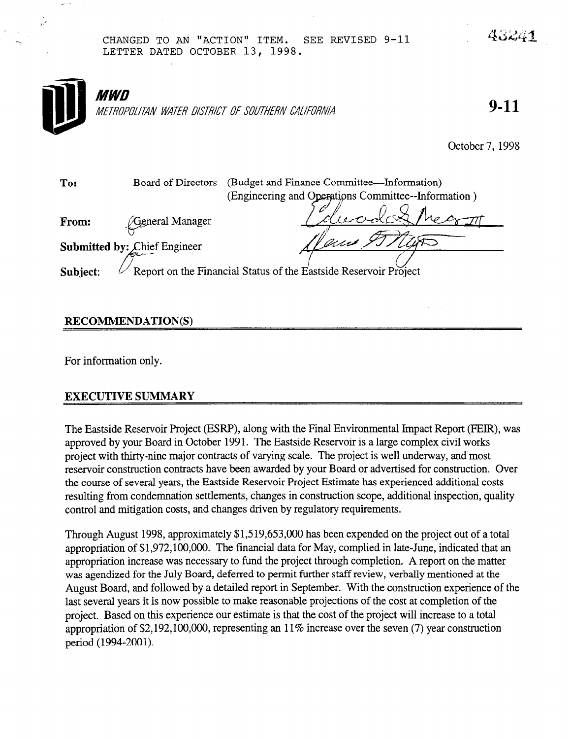CHANGED TO AN "ACTION" ITEM. SEE REVISED 9-11 LETTER DATED OCTOBER 13, 1998.

43241

**MWD**

*METROPOLITAN WATER DISTRICT OF SOUTHERN CALIFORNIA*

**9-11**

October 7, 1998

**To:** Board of Directors (Budget and Finance Committee—Information) (Engineering and Operations Committee--Information)

**From:** General Manager

**Submitted by:** Chief Engineer

**Subject:** Report on the Financial Status of the Eastside Reservoir Project

## RECOMMENDATION(S)

For information only.

## EXECUTIVE SUMMARY

The Eastside Reservoir Project (ESRP), along with the Final Environmental Impact Report (FEIR), was approved by your Board in October 1991. The Eastside Reservoir is a large complex civil works project with thirty-nine major contracts of varying scale. The project is well underway, and most reservoir construction contracts have been awarded by your Board or advertised for construction. Over the course of several years, the Eastside Reservoir Project Estimate has experienced additional costs resulting from condemnation settlements, changes in construction scope, additional inspection, quality control and mitigation costs, and changes driven by regulatory requirements.

Through August 1998, approximately $1,519,653,000 has been expended on the project out of a total appropriation of $1,972,100,000. The financial data for May, complied in late-June, indicated that an appropriation increase was necessary to fund the project through completion. A report on the matter was agendized for the July Board, deferred to permit further staff review, verbally mentioned at the August Board, and followed by a detailed report in September. With the construction experience of the last several years it is now possible to make reasonable projections of the cost at completion of the project. Based on this experience our estimate is that the cost of the project will increase to a total appropriation of $2,192,100,000, representing an 11% increase over the seven (7) year construction period (1994-2001).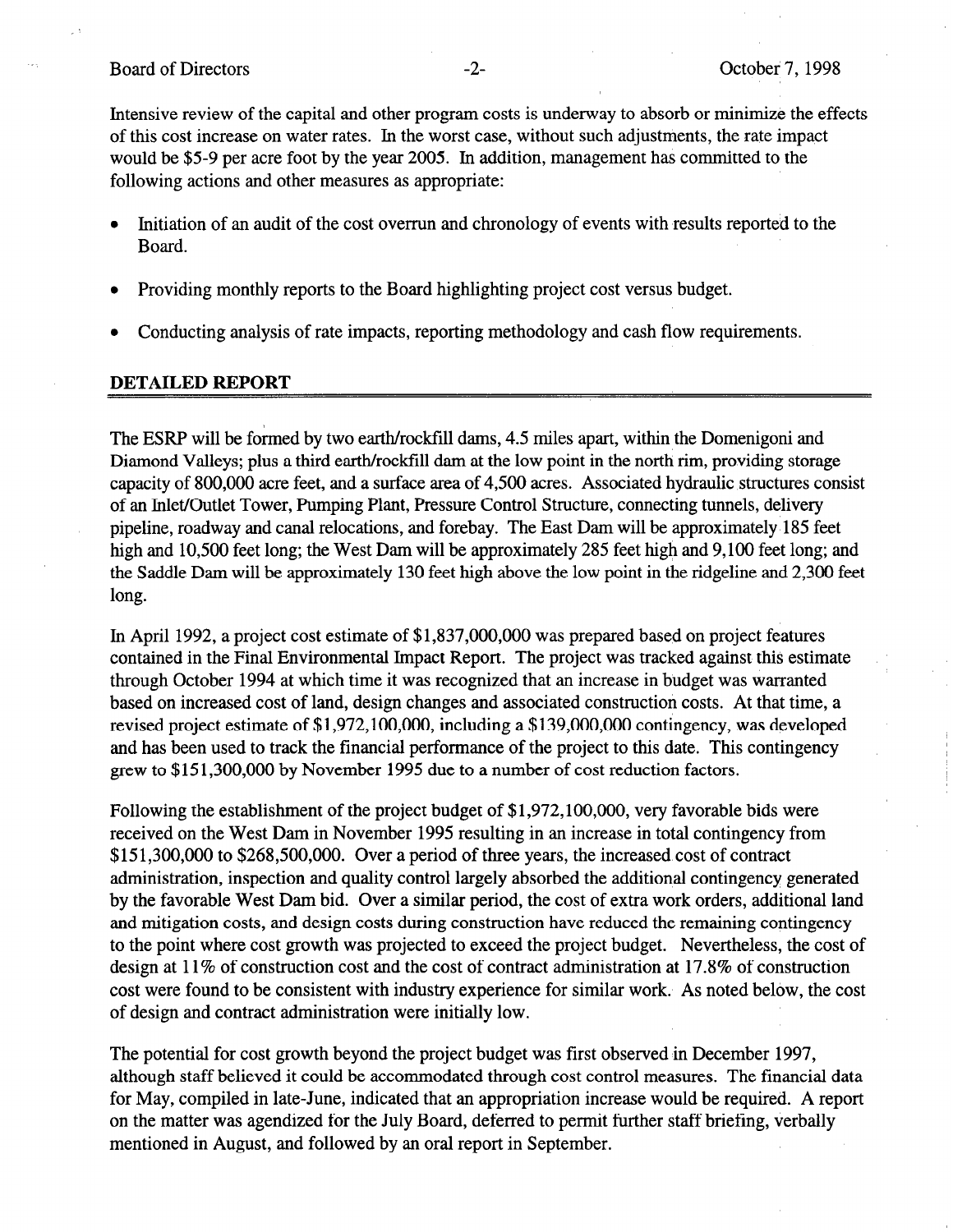Intensive review of the capital and other program costs is underway to absorb or minimize the effects of this cost increase on water rates. In the worst case, without such adjustments, the rate impact would be $5-9 per acre foot by the year 2005. In addition, management has committed to the following actions and other measures as appropriate:

- Initiation of an audit of the cost overrun and chronology of events with results reported to the Board.
- Providing monthly reports to the Board highlighting project cost versus budget.
- Conducting analysis of rate impacts, reporting methodology and cash flow requirements.

## DETAILED REPORT

The ESRP will be formed by two earth/rockfill dams, 4.5 miles apart, within the Domenigoni and Diamond Valleys; plus a third earth/rockfill dam at the low point in the north rim, providing storage capacity of 800,000 acre feet, and a surface area of 4,500 acres. Associated hydraulic structures consist of an Inlet/Outlet Tower, Pumping Plant, Pressure Control Structure, connecting tunnels, delivery pipeline, roadway and canal relocations, and forebay. The East Dam will be approximately 185 feet high and 10,500 feet long; the West Dam will be approximately 285 feet high and 9,100 feet long; and the Saddle Dam will be approximately 130 feet high above the low point in the ridgeline and 2,300 feet long.

In April 1992, a project cost estimate of $1,837,000,000 was prepared based on project features contained in the Final Environmental Impact Report. The project was tracked against this estimate through October 1994 at which time it was recognized that an increase in budget was warranted based on increased cost of land, design changes and associated construction costs. At that time, a revised project estimate of $1,972,100,000, including a $139,000,000 contingency, was developed and has been used to track the financial performance of the project to this date. This contingency grew to $151,300,000 by November 1995 due to a number of cost reduction factors.

Following the establishment of the project budget of $1,972,100,000, very favorable bids were received on the West Dam in November 1995 resulting in an increase in total contingency from $151,300,000 to $268,500,000. Over a period of three years, the increased cost of contract administration, inspection and quality control largely absorbed the additional contingency generated by the favorable West Dam bid. Over a similar period, the cost of extra work orders, additional land and mitigation costs, and design costs during construction have reduced the remaining contingency to the point where cost growth was projected to exceed the project budget. Nevertheless, the cost of design at 11% of construction cost and the cost of contract administration at 17.8% of construction cost were found to be consistent with industry experience for similar work. As noted below, the cost of design and contract administration were initially low.

The potential for cost growth beyond the project budget was first observed in December 1997, although staff believed it could be accommodated through cost control measures. The financial data for May, compiled in late-June, indicated that an appropriation increase would be required. A report on the matter was agendized for the July Board, deferred to permit further staff briefing, verbally mentioned in August, and followed by an oral report in September.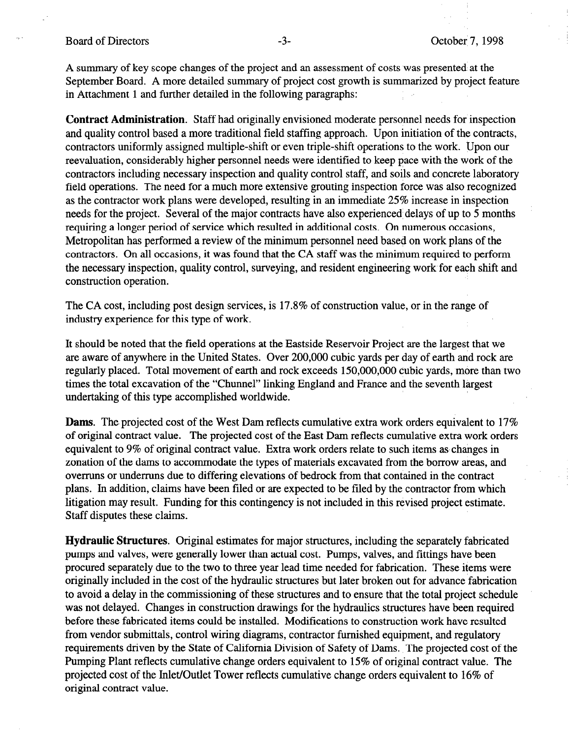A summary of key scope changes of the project and an assessment of costs was presented at the September Board. A more detailed summary of project cost growth is summarized by project feature in Attachment 1 and further detailed in the following paragraphs:

**Contract Administration**. Staff had originally envisioned moderate personnel needs for inspection and quality control based a more traditional field staffing approach. Upon initiation of the contracts, contractors uniformly assigned multiple-shift or even triple-shift operations to the work. Upon our reevaluation, considerably higher personnel needs were identified to keep pace with the work of the contractors including necessary inspection and quality control staff, and soils and concrete laboratory field operations. The need for a much more extensive grouting inspection force was also recognized as the contractor work plans were developed, resulting in an immediate 25% increase in inspection needs for the project. Several of the major contracts have also experienced delays of up to 5 months requiring a longer period of service which resulted in additional costs. On numerous occasions, Metropolitan has performed a review of the minimum personnel need based on work plans of the contractors. On all occasions, it was found that the CA staff was the minimum required to perform the necessary inspection, quality control, surveying, and resident engineering work for each shift and construction operation.

The CA cost, including post design services, is 17.8% of construction value, or in the range of industry experience for this type of work.

It should be noted that the field operations at the Eastside Reservoir Project are the largest that we are aware of anywhere in the United States. Over 200,000 cubic yards per day of earth and rock are regularly placed. Total movement of earth and rock exceeds 150,000,000 cubic yards, more than two times the total excavation of the "Chunnel" linking England and France and the seventh largest undertaking of this type accomplished worldwide.

**Dams**. The projected cost of the West Dam reflects cumulative extra work orders equivalent to 17% of original contract value. The projected cost of the East Dam reflects cumulative extra work orders equivalent to 9% of original contract value. Extra work orders relate to such items as changes in zonation of the dams to accommodate the types of materials excavated from the borrow areas, and overruns or underruns due to differing elevations of bedrock from that contained in the contract plans. In addition, claims have been filed or are expected to be filed by the contractor from which litigation may result. Funding for this contingency is not included in this revised project estimate. Staff disputes these claims.

**Hydraulic Structures**. Original estimates for major structures, including the separately fabricated pumps and valves, were generally lower than actual cost. Pumps, valves, and fittings have been procured separately due to the two to three year lead time needed for fabrication. These items were originally included in the cost of the hydraulic structures but later broken out for advance fabrication to avoid a delay in the commissioning of these structures and to ensure that the total project schedule was not delayed. Changes in construction drawings for the hydraulics structures have been required before these fabricated items could be installed. Modifications to construction work have resulted from vendor submittals, control wiring diagrams, contractor furnished equipment, and regulatory requirements driven by the State of California Division of Safety of Dams. The projected cost of the Pumping Plant reflects cumulative change orders equivalent to 15% of original contract value. The projected cost of the Inlet/Outlet Tower reflects cumulative change orders equivalent to 16% of original contract value.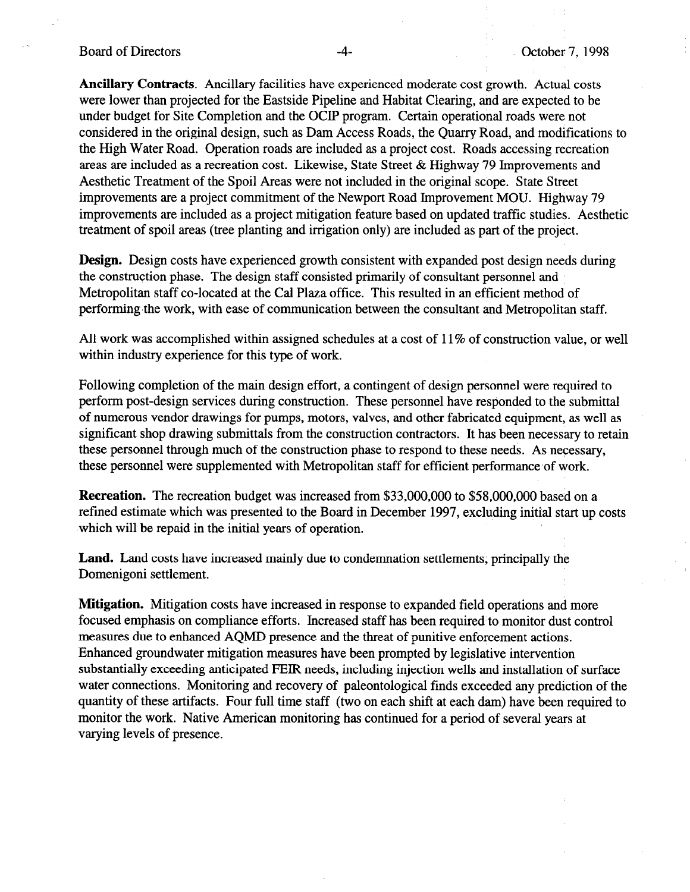**Ancillary Contracts**. Ancillary facilities have experienced moderate cost growth. Actual costs were lower than projected for the Eastside Pipeline and Habitat Clearing, and are expected to be under budget for Site Completion and the OCIP program. Certain operational roads were not considered in the original design, such as Dam Access Roads, the Quarry Road, and modifications to the High Water Road. Operation roads are included as a project cost. Roads accessing recreation areas are included as a recreation cost. Likewise, State Street & Highway 79 Improvements and Aesthetic Treatment of the Spoil Areas were not included in the original scope. State Street improvements are a project commitment of the Newport Road Improvement MOU. Highway 79 improvements are included as a project mitigation feature based on updated traffic studies. Aesthetic treatment of spoil areas (tree planting and irrigation only) are included as part of the project.

**Design.** Design costs have experienced growth consistent with expanded post design needs during the construction phase. The design staff consisted primarily of consultant personnel and Metropolitan staff co-located at the Cal Plaza office. This resulted in an efficient method of performing the work, with ease of communication between the consultant and Metropolitan staff.

All work was accomplished within assigned schedules at a cost of 11% of construction value, or well within industry experience for this type of work.

Following completion of the main design effort, a contingent of design personnel were required to perform post-design services during construction. These personnel have responded to the submittal of numerous vendor drawings for pumps, motors, valves, and other fabricated equipment, as well as significant shop drawing submittals from the construction contractors. It has been necessary to retain these personnel through much of the construction phase to respond to these needs. As necessary, these personnel were supplemented with Metropolitan staff for efficient performance of work.

**Recreation.** The recreation budget was increased from $33,000,000 to $58,000,000 based on a refined estimate which was presented to the Board in December 1997, excluding initial start up costs which will be repaid in the initial years of operation.

**Land.** Land costs have increased mainly due to condemnation settlements, principally the Domenigoni settlement.

**Mitigation.** Mitigation costs have increased in response to expanded field operations and more focused emphasis on compliance efforts. Increased staff has been required to monitor dust control measures due to enhanced AQMD presence and the threat of punitive enforcement actions. Enhanced groundwater mitigation measures have been prompted by legislative intervention substantially exceeding anticipated FEIR needs, including injection wells and installation of surface water connections. Monitoring and recovery of paleontological finds exceeded any prediction of the quantity of these artifacts. Four full time staff (two on each shift at each dam) have been required to monitor the work. Native American monitoring has continued for a period of several years at varying levels of presence.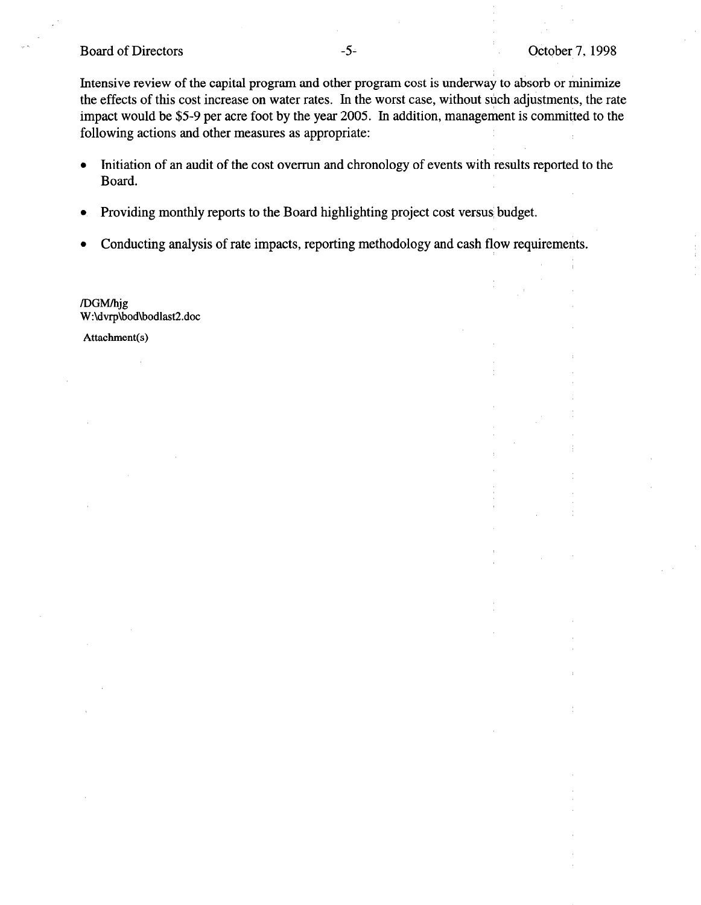Intensive review of the capital program and other program cost is underway to absorb or minimize the effects of this cost increase on water rates. In the worst case, without such adjustments, the rate impact would be $5-9 per acre foot by the year 2005. In addition, management is committed to the following actions and other measures as appropriate:

- Initiation of an audit of the cost overrun and chronology of events with results reported to the Board.
- Providing monthly reports to the Board highlighting project cost versus budget.
- Conducting analysis of rate impacts, reporting methodology and cash flow requirements.

/DGM/hjg
W:\dvrp\bod\bodlast2.doc

Attachment(s)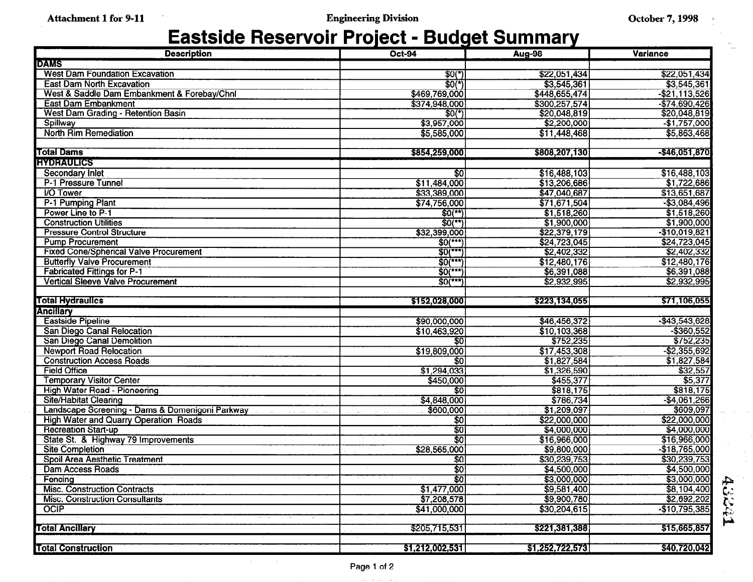Attachment 1 for 9-11 | Engineering Division | October 7, 1998

# Eastside Reservoir Project - Budget Summary

| Description | Oct-94 | Aug-98 | Variance |
|---|---|---|---|
| **DAMS** | | | |
| West Dam Foundation Excavation | $0(*) | $22,051,434 | $22,051,434 |
| East Dam North Excavation | $0(*) | $3,545,361 | $3,545,361 |
| West & Saddle Dam Embankment & Forebay/Chnl | $469,769,000 | $448,655,474 | -$21,113,526 |
| East Dam Embankment | $374,948,000 | $300,257,574 | -$74,690,426 |
| West Dam Grading - Retention Basin | $0(*) | $20,048,819 | $20,048,819 |
| Spillway | $3,957,000 | $2,200,000 | -$1,757,000 |
| North Rim Remediation | $5,585,000 | $11,448,468 | $5,863,468 |
| | | | |
| **Total Dams** | **$854,259,000** | **$808,207,130** | **-$46,051,870** |
| **HYDRAULICS** | | | |
| Secondary Inlet | $0 | $16,488,103 | $16,488,103 |
| P-1 Pressure Tunnel | $11,484,000 | $13,206,686 | $1,722,686 |
| I/O Tower | $33,389,000 | $47,040,687 | $13,651,687 |
| P-1 Pumping Plant | $74,756,000 | $71,671,504 | -$3,084,496 |
| Power Line to P-1 | $0(**) | $1,518,260 | $1,518,260 |
| Construction Utilities | $0(**) | $1,900,000 | $1,900,000 |
| Pressure Control Structure | $32,399,000 | $22,379,179 | -$10,019,821 |
| Pump Procurement | $0(***) | $24,723,045 | $24,723,045 |
| Fixed Cone/Spherical Valve Procurement | $0(***) | $2,402,332 | $2,402,332 |
| Butterfly Valve Procurement | $0(***) | $12,480,176 | $12,480,176 |
| Fabricated Fittings for P-1 | $0(***) | $6,391,088 | $6,391,088 |
| Vertical Sleeve Valve Procurement | $0(***) | $2,932,995 | $2,932,995 |
| | | | |
| **Total Hydraulics** | **$152,028,000** | **$223,134,055** | **$71,106,055** |
| **Ancillary** | | | |
| Eastside Pipeline | $90,000,000 | $46,456,372 | -$43,543,628 |
| San Diego Canal Relocation | $10,463,920 | $10,103,368 | -$360,552 |
| San Diego Canal Demolition | $0 | $752,235 | $752,235 |
| Newport Road Relocation | $19,809,000 | $17,453,308 | -$2,355,692 |
| Construction Access Roads | $0 | $1,827,584 | $1,827,584 |
| Field Office | $1,294,033 | $1,326,590 | $32,557 |
| Temporary Visitor Center | $450,000 | $455,377 | $5,377 |
| High Water Road - Pioneering | $0 | $818,175 | $818,175 |
| Site/Habitat Clearing | $4,848,000 | $786,734 | -$4,061,266 |
| Landscape Screening - Dams & Domenigoni Parkway | $600,000 | $1,209,097 | $609,097 |
| High Water and Quarry Operation Roads | $0 | $22,000,000 | $22,000,000 |
| Recreation Start-up | $0 | $4,000,000 | $4,000,000 |
| State St. & Highway 79 Improvements | $0 | $16,966,000 | $16,966,000 |
| Site Completion | $28,565,000 | $9,800,000 | -$18,765,000 |
| Spoil Area Aesthetic Treatment | $0 | $30,239,753 | $30,239,753 |
| Dam Access Roads | $0 | $4,500,000 | $4,500,000 |
| Fencing | $0 | $3,000,000 | $3,000,000 |
| Misc. Construction Contracts | $1,477,000 | $9,581,400 | $8,104,400 |
| Misc. Construction Consultants | $7,208,578 | $9,900,780 | $2,692,202 |
| OCIP | $41,000,000 | $30,204,615 | -$10,795,385 |
| | | | |
| **Total Ancillary** | $205,715,531 | **$221,381,388** | **$15,665,857** |
| | | | |
| **Total Construction** | **$1,212,002,531** | **$1,252,722,573** | **$40,720,042** |

43241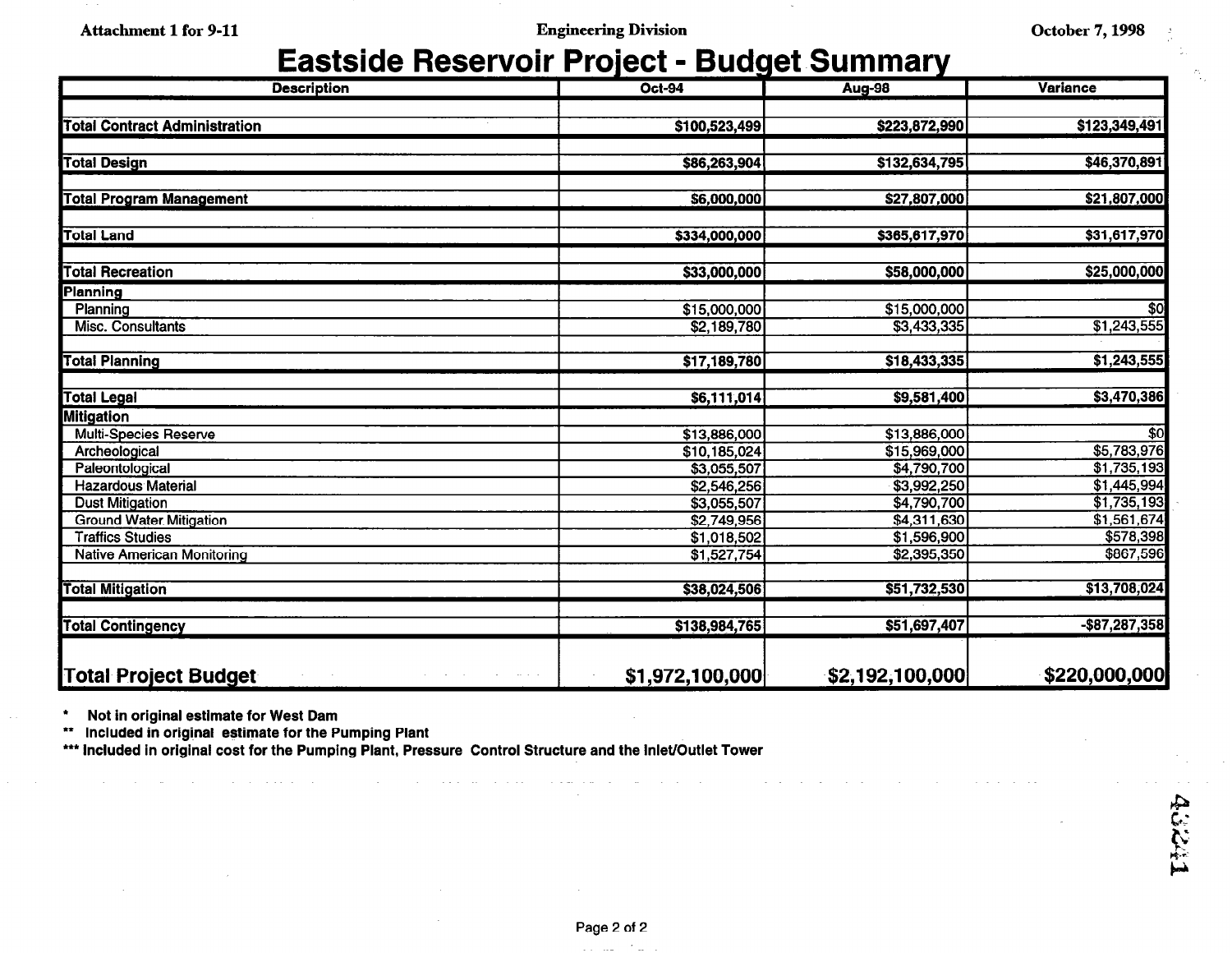Attachment 1 for 9-11 | Engineering Division | October 7, 1998

# Eastside Reservoir Project - Budget Summary

| Description | Oct-94 | Aug-98 | Variance |
|---|---|---|---|
| **Total Contract Administration** | **$100,523,499** | **$223,872,990** | **$123,349,491** |
| **Total Design** | **$86,263,904** | **$132,634,795** | **$46,370,891** |
| **Total Program Management** | **$6,000,000** | **$27,807,000** | **$21,807,000** |
| **Total Land** | **$334,000,000** | **$365,617,970** | **$31,617,970** |
| **Total Recreation** | **$33,000,000** | **$58,000,000** | **$25,000,000** |
| **Planning** | | | |
| Planning | $15,000,000 | $15,000,000 | $0 |
| Misc. Consultants | $2,189,780 | $3,433,335 | $1,243,555 |
| **Total Planning** | **$17,189,780** | **$18,433,335** | **$1,243,555** |
| **Total Legal** | **$6,111,014** | **$9,581,400** | **$3,470,386** |
| **Mitigation** | | | |
| Multi-Species Reserve | $13,886,000 | $13,886,000 | $0 |
| Archeological | $10,185,024 | $15,969,000 | $5,783,976 |
| Paleontological | $3,055,507 | $4,790,700 | $1,735,193 |
| Hazardous Material | $2,546,256 | $3,992,250 | $1,445,994 |
| Dust Mitigation | $3,055,507 | $4,790,700 | $1,735,193 |
| Ground Water Mitigation | $2,749,956 | $4,311,630 | $1,561,674 |
| Traffics Studies | $1,018,502 | $1,596,900 | $578,398 |
| Native American Monitoring | $1,527,754 | $2,395,350 | $867,596 |
| **Total Mitigation** | **$38,024,506** | **$51,732,530** | **$13,708,024** |
| **Total Contingency** | **$138,984,765** | **$51,697,407** | **-$87,287,358** |
| **Total Project Budget** | **$1,972,100,000** | **$2,192,100,000** | **$220,000,000** |

**\* Not in original estimate for West Dam**

**\*\* Included in original estimate for the Pumping Plant**

**\*\*\* Included in original cost for the Pumping Plant, Pressure Control Structure and the Inlet/Outlet Tower**

43241